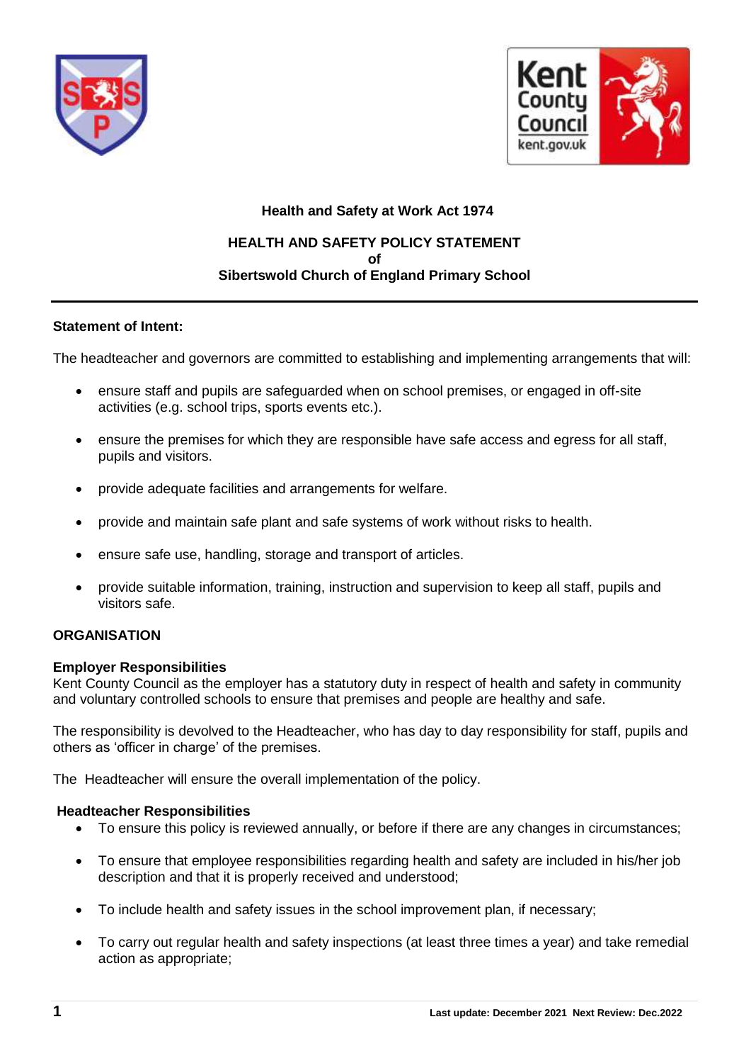**Health and Safety at Work Act 1974**

# HEALTH AND SAFETY POLICY STATEMENT of Sibertswold Church of England Primary School

---

**Statement of Intent:**

The headteacher and governors are committed to establishing and implementing arrangements that will:

- ensure staff and pupils are safeguarded when on school premises, or engaged in off-site activities (e.g. school trips, sports events etc.).
- ensure the premises for which they are responsible have safe access and egress for all staff, pupils and visitors.
- provide adequate facilities and arrangements for welfare.
- provide and maintain safe plant and safe systems of work without risks to health.
- ensure safe use, handling, storage and transport of articles.
- provide suitable information, training, instruction and supervision to keep all staff, pupils and visitors safe.

## ORGANISATION

### Employer Responsibilities

Kent County Council as the employer has a statutory duty in respect of health and safety in community and voluntary controlled schools to ensure that premises and people are healthy and safe.

The responsibility is devolved to the Headteacher, who has day to day responsibility for staff, pupils and others as 'officer in charge' of the premises.

The Headteacher will ensure the overall implementation of the policy.

### Headteacher Responsibilities

- To ensure this policy is reviewed annually, or before if there are any changes in circumstances;
- To ensure that employee responsibilities regarding health and safety are included in his/her job description and that it is properly received and understood;
- To include health and safety issues in the school improvement plan, if necessary;
- To carry out regular health and safety inspections (at least three times a year) and take remedial action as appropriate;

Last update: December 2021 Next Review: Dec.2022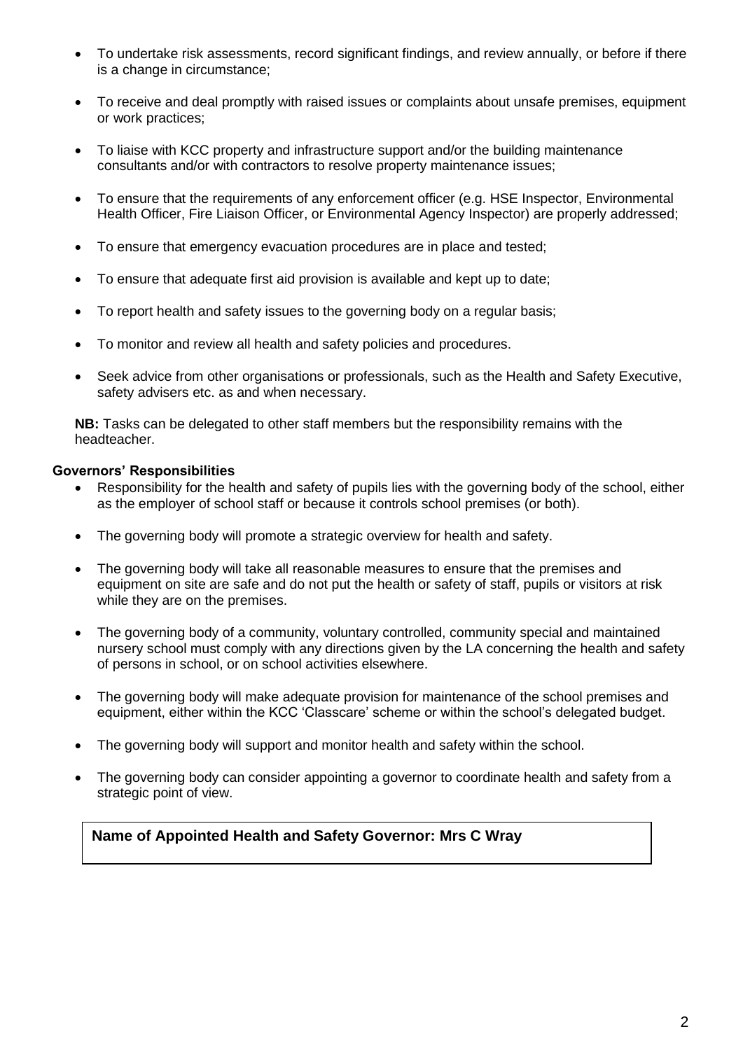- To undertake risk assessments, record significant findings, and review annually, or before if there is a change in circumstance;
- To receive and deal promptly with raised issues or complaints about unsafe premises, equipment or work practices;
- To liaise with KCC property and infrastructure support and/or the building maintenance consultants and/or with contractors to resolve property maintenance issues;
- To ensure that the requirements of any enforcement officer (e.g. HSE Inspector, Environmental Health Officer, Fire Liaison Officer, or Environmental Agency Inspector) are properly addressed;
- To ensure that emergency evacuation procedures are in place and tested;
- To ensure that adequate first aid provision is available and kept up to date;
- To report health and safety issues to the governing body on a regular basis;
- To monitor and review all health and safety policies and procedures.
- Seek advice from other organisations or professionals, such as the Health and Safety Executive, safety advisers etc. as and when necessary.

**NB:** Tasks can be delegated to other staff members but the responsibility remains with the headteacher.

**Governors' Responsibilities**

- Responsibility for the health and safety of pupils lies with the governing body of the school, either as the employer of school staff or because it controls school premises (or both).
- The governing body will promote a strategic overview for health and safety.
- The governing body will take all reasonable measures to ensure that the premises and equipment on site are safe and do not put the health or safety of staff, pupils or visitors at risk while they are on the premises.
- The governing body of a community, voluntary controlled, community special and maintained nursery school must comply with any directions given by the LA concerning the health and safety of persons in school, or on school activities elsewhere.
- The governing body will make adequate provision for maintenance of the school premises and equipment, either within the KCC 'Classcare' scheme or within the school's delegated budget.
- The governing body will support and monitor health and safety within the school.
- The governing body can consider appointing a governor to coordinate health and safety from a strategic point of view.

**Name of Appointed Health and Safety Governor: Mrs C Wray**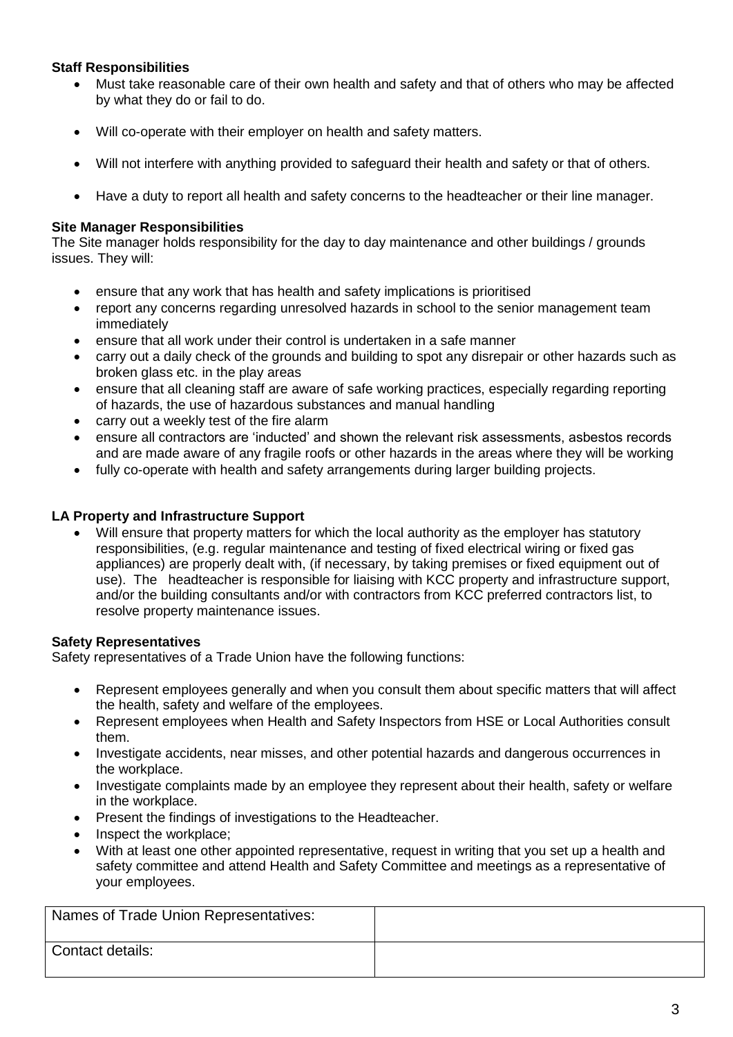**Staff Responsibilities**

- Must take reasonable care of their own health and safety and that of others who may be affected by what they do or fail to do.
- Will co-operate with their employer on health and safety matters.
- Will not interfere with anything provided to safeguard their health and safety or that of others.
- Have a duty to report all health and safety concerns to the headteacher or their line manager.

**Site Manager Responsibilities**

The Site manager holds responsibility for the day to day maintenance and other buildings / grounds issues. They will:

- ensure that any work that has health and safety implications is prioritised
- report any concerns regarding unresolved hazards in school to the senior management team immediately
- ensure that all work under their control is undertaken in a safe manner
- carry out a daily check of the grounds and building to spot any disrepair or other hazards such as broken glass etc. in the play areas
- ensure that all cleaning staff are aware of safe working practices, especially regarding reporting of hazards, the use of hazardous substances and manual handling
- carry out a weekly test of the fire alarm
- ensure all contractors are 'inducted' and shown the relevant risk assessments, asbestos records and are made aware of any fragile roofs or other hazards in the areas where they will be working
- fully co-operate with health and safety arrangements during larger building projects.

**LA Property and Infrastructure Support**

- Will ensure that property matters for which the local authority as the employer has statutory responsibilities, (e.g. regular maintenance and testing of fixed electrical wiring or fixed gas appliances) are properly dealt with, (if necessary, by taking premises or fixed equipment out of use). The headteacher is responsible for liaising with KCC property and infrastructure support, and/or the building consultants and/or with contractors from KCC preferred contractors list, to resolve property maintenance issues.

**Safety Representatives**

Safety representatives of a Trade Union have the following functions:

- Represent employees generally and when you consult them about specific matters that will affect the health, safety and welfare of the employees.
- Represent employees when Health and Safety Inspectors from HSE or Local Authorities consult them.
- Investigate accidents, near misses, and other potential hazards and dangerous occurrences in the workplace.
- Investigate complaints made by an employee they represent about their health, safety or welfare in the workplace.
- Present the findings of investigations to the Headteacher.
- Inspect the workplace;
- With at least one other appointed representative, request in writing that you set up a health and safety committee and attend Health and Safety Committee and meetings as a representative of your employees.

| Names of Trade Union Representatives: | |
|---|---|
| Contact details: | |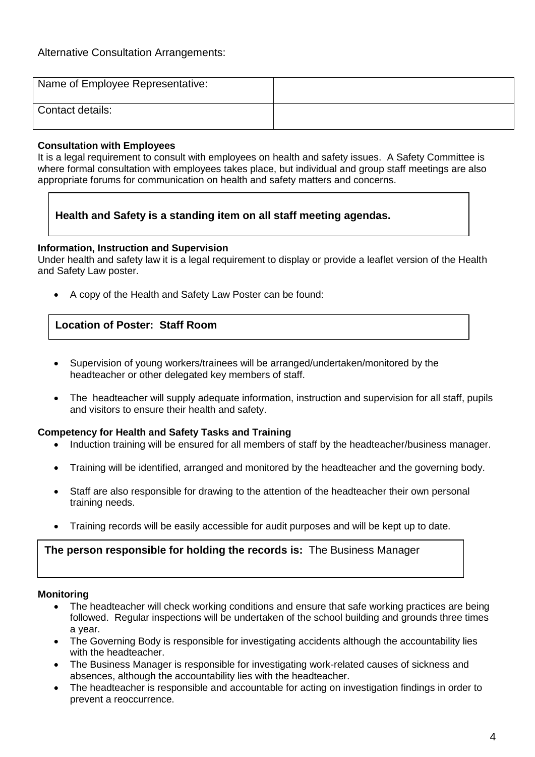Alternative Consultation Arrangements:

| Name of Employee Representative: | |
|---|---|
| Contact details: | |

**Consultation with Employees**

It is a legal requirement to consult with employees on health and safety issues. A Safety Committee is where formal consultation with employees takes place, but individual and group staff meetings are also appropriate forums for communication on health and safety matters and concerns.

**Health and Safety is a standing item on all staff meeting agendas.**

**Information, Instruction and Supervision**

Under health and safety law it is a legal requirement to display or provide a leaflet version of the Health and Safety Law poster.

- A copy of the Health and Safety Law Poster can be found:

**Location of Poster: Staff Room**

- Supervision of young workers/trainees will be arranged/undertaken/monitored by the headteacher or other delegated key members of staff.
- The headteacher will supply adequate information, instruction and supervision for all staff, pupils and visitors to ensure their health and safety.

**Competency for Health and Safety Tasks and Training**

- Induction training will be ensured for all members of staff by the headteacher/business manager.
- Training will be identified, arranged and monitored by the headteacher and the governing body.
- Staff are also responsible for drawing to the attention of the headteacher their own personal training needs.
- Training records will be easily accessible for audit purposes and will be kept up to date.

**The person responsible for holding the records is:** The Business Manager

**Monitoring**

- The headteacher will check working conditions and ensure that safe working practices are being followed. Regular inspections will be undertaken of the school building and grounds three times a year.
- The Governing Body is responsible for investigating accidents although the accountability lies with the headteacher.
- The Business Manager is responsible for investigating work-related causes of sickness and absences, although the accountability lies with the headteacher.
- The headteacher is responsible and accountable for acting on investigation findings in order to prevent a reoccurrence.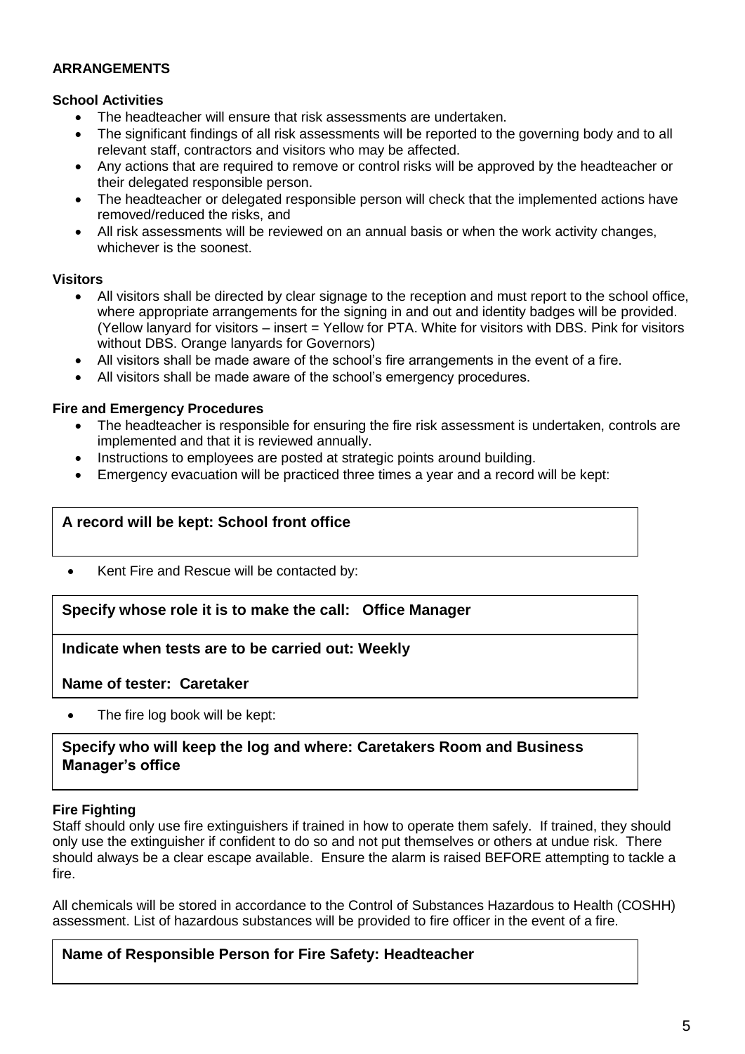**ARRANGEMENTS**

**School Activities**

- The headteacher will ensure that risk assessments are undertaken.
- The significant findings of all risk assessments will be reported to the governing body and to all relevant staff, contractors and visitors who may be affected.
- Any actions that are required to remove or control risks will be approved by the headteacher or their delegated responsible person.
- The headteacher or delegated responsible person will check that the implemented actions have removed/reduced the risks, and
- All risk assessments will be reviewed on an annual basis or when the work activity changes, whichever is the soonest.

**Visitors**

- All visitors shall be directed by clear signage to the reception and must report to the school office, where appropriate arrangements for the signing in and out and identity badges will be provided. (Yellow lanyard for visitors – insert = Yellow for PTA. White for visitors with DBS. Pink for visitors without DBS. Orange lanyards for Governors)
- All visitors shall be made aware of the school's fire arrangements in the event of a fire.
- All visitors shall be made aware of the school's emergency procedures.

**Fire and Emergency Procedures**

- The headteacher is responsible for ensuring the fire risk assessment is undertaken, controls are implemented and that it is reviewed annually.
- Instructions to employees are posted at strategic points around building.
- Emergency evacuation will be practiced three times a year and a record will be kept:

**A record will be kept: School front office**

- Kent Fire and Rescue will be contacted by:

**Specify whose role it is to make the call: Office Manager**

**Indicate when tests are to be carried out: Weekly**

**Name of tester: Caretaker**

- The fire log book will be kept:

**Specify who will keep the log and where: Caretakers Room and Business Manager's office**

**Fire Fighting**

Staff should only use fire extinguishers if trained in how to operate them safely. If trained, they should only use the extinguisher if confident to do so and not put themselves or others at undue risk. There should always be a clear escape available. Ensure the alarm is raised BEFORE attempting to tackle a fire.

All chemicals will be stored in accordance to the Control of Substances Hazardous to Health (COSHH) assessment. List of hazardous substances will be provided to fire officer in the event of a fire.

**Name of Responsible Person for Fire Safety: Headteacher**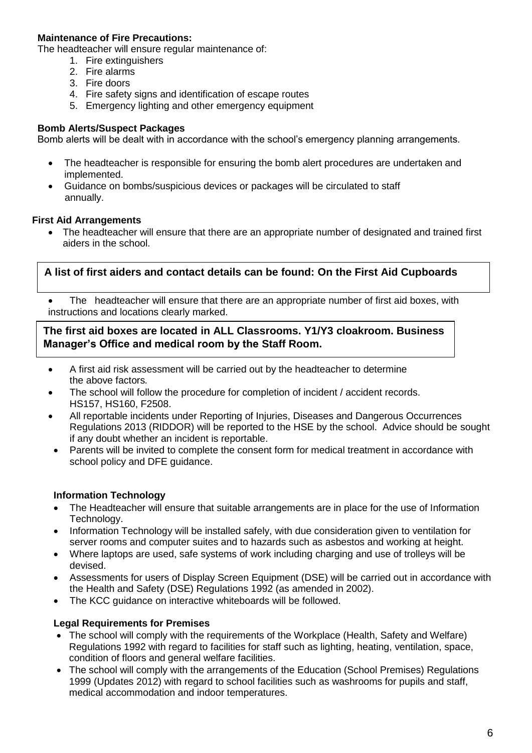**Maintenance of Fire Precautions:**

The headteacher will ensure regular maintenance of:

1. Fire extinguishers
2. Fire alarms
3. Fire doors
4. Fire safety signs and identification of escape routes
5. Emergency lighting and other emergency equipment

**Bomb Alerts/Suspect Packages**

Bomb alerts will be dealt with in accordance with the school's emergency planning arrangements.

- The headteacher is responsible for ensuring the bomb alert procedures are undertaken and implemented.
- Guidance on bombs/suspicious devices or packages will be circulated to staff annually.

**First Aid Arrangements**

- The headteacher will ensure that there are an appropriate number of designated and trained first aiders in the school.

**A list of first aiders and contact details can be found: On the First Aid Cupboards**

- The headteacher will ensure that there are an appropriate number of first aid boxes, with instructions and locations clearly marked.

**The first aid boxes are located in ALL Classrooms. Y1/Y3 cloakroom. Business Manager's Office and medical room by the Staff Room.**

- A first aid risk assessment will be carried out by the headteacher to determine the above factors*.*
- The school will follow the procedure for completion of incident / accident records. HS157, HS160, F2508.
- All reportable incidents under Reporting of Injuries, Diseases and Dangerous Occurrences Regulations 2013 (RIDDOR) will be reported to the HSE by the school. Advice should be sought if any doubt whether an incident is reportable.
- Parents will be invited to complete the consent form for medical treatment in accordance with school policy and DFE guidance.

**Information Technology**

- The Headteacher will ensure that suitable arrangements are in place for the use of Information Technology.
- Information Technology will be installed safely, with due consideration given to ventilation for server rooms and computer suites and to hazards such as asbestos and working at height.
- Where laptops are used, safe systems of work including charging and use of trolleys will be devised.
- Assessments for users of Display Screen Equipment (DSE) will be carried out in accordance with the Health and Safety (DSE) Regulations 1992 (as amended in 2002).
- The KCC guidance on interactive whiteboards will be followed.

**Legal Requirements for Premises**

- The school will comply with the requirements of the Workplace (Health, Safety and Welfare) Regulations 1992 with regard to facilities for staff such as lighting, heating, ventilation, space, condition of floors and general welfare facilities.
- The school will comply with the arrangements of the Education (School Premises) Regulations 1999 (Updates 2012) with regard to school facilities such as washrooms for pupils and staff, medical accommodation and indoor temperatures.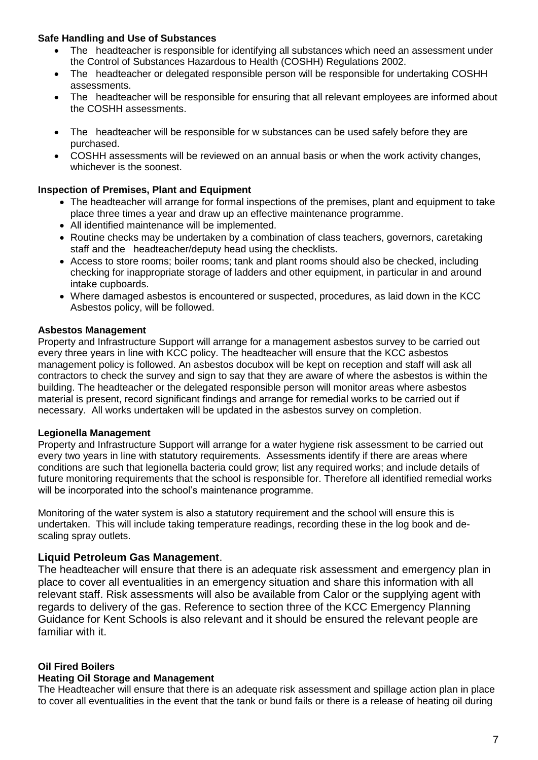**Safe Handling and Use of Substances**

- The headteacher is responsible for identifying all substances which need an assessment under the Control of Substances Hazardous to Health (COSHH) Regulations 2002.
- The headteacher or delegated responsible person will be responsible for undertaking COSHH assessments.
- The headteacher will be responsible for ensuring that all relevant employees are informed about the COSHH assessments.
- The headteacher will be responsible for w substances can be used safely before they are purchased.
- COSHH assessments will be reviewed on an annual basis or when the work activity changes, whichever is the soonest.

**Inspection of Premises, Plant and Equipment**

- The headteacher will arrange for formal inspections of the premises, plant and equipment to take place three times a year and draw up an effective maintenance programme.
- All identified maintenance will be implemented.
- Routine checks may be undertaken by a combination of class teachers, governors, caretaking staff and the headteacher/deputy head using the checklists.
- Access to store rooms; boiler rooms; tank and plant rooms should also be checked, including checking for inappropriate storage of ladders and other equipment, in particular in and around intake cupboards.
- Where damaged asbestos is encountered or suspected, procedures, as laid down in the KCC Asbestos policy, will be followed.

**Asbestos Management**

Property and Infrastructure Support will arrange for a management asbestos survey to be carried out every three years in line with KCC policy. The headteacher will ensure that the KCC asbestos management policy is followed. An asbestos docubox will be kept on reception and staff will ask all contractors to check the survey and sign to say that they are aware of where the asbestos is within the building. The headteacher or the delegated responsible person will monitor areas where asbestos material is present, record significant findings and arrange for remedial works to be carried out if necessary. All works undertaken will be updated in the asbestos survey on completion.

**Legionella Management**

Property and Infrastructure Support will arrange for a water hygiene risk assessment to be carried out every two years in line with statutory requirements. Assessments identify if there are areas where conditions are such that legionella bacteria could grow; list any required works; and include details of future monitoring requirements that the school is responsible for. Therefore all identified remedial works will be incorporated into the school's maintenance programme.

Monitoring of the water system is also a statutory requirement and the school will ensure this is undertaken. This will include taking temperature readings, recording these in the log book and de-scaling spray outlets.

**Liquid Petroleum Gas Management**.

The headteacher will ensure that there is an adequate risk assessment and emergency plan in place to cover all eventualities in an emergency situation and share this information with all relevant staff. Risk assessments will also be available from Calor or the supplying agent with regards to delivery of the gas. Reference to section three of the KCC Emergency Planning Guidance for Kent Schools is also relevant and it should be ensured the relevant people are familiar with it.

**Oil Fired Boilers**

**Heating Oil Storage and Management**

The Headteacher will ensure that there is an adequate risk assessment and spillage action plan in place to cover all eventualities in the event that the tank or bund fails or there is a release of heating oil during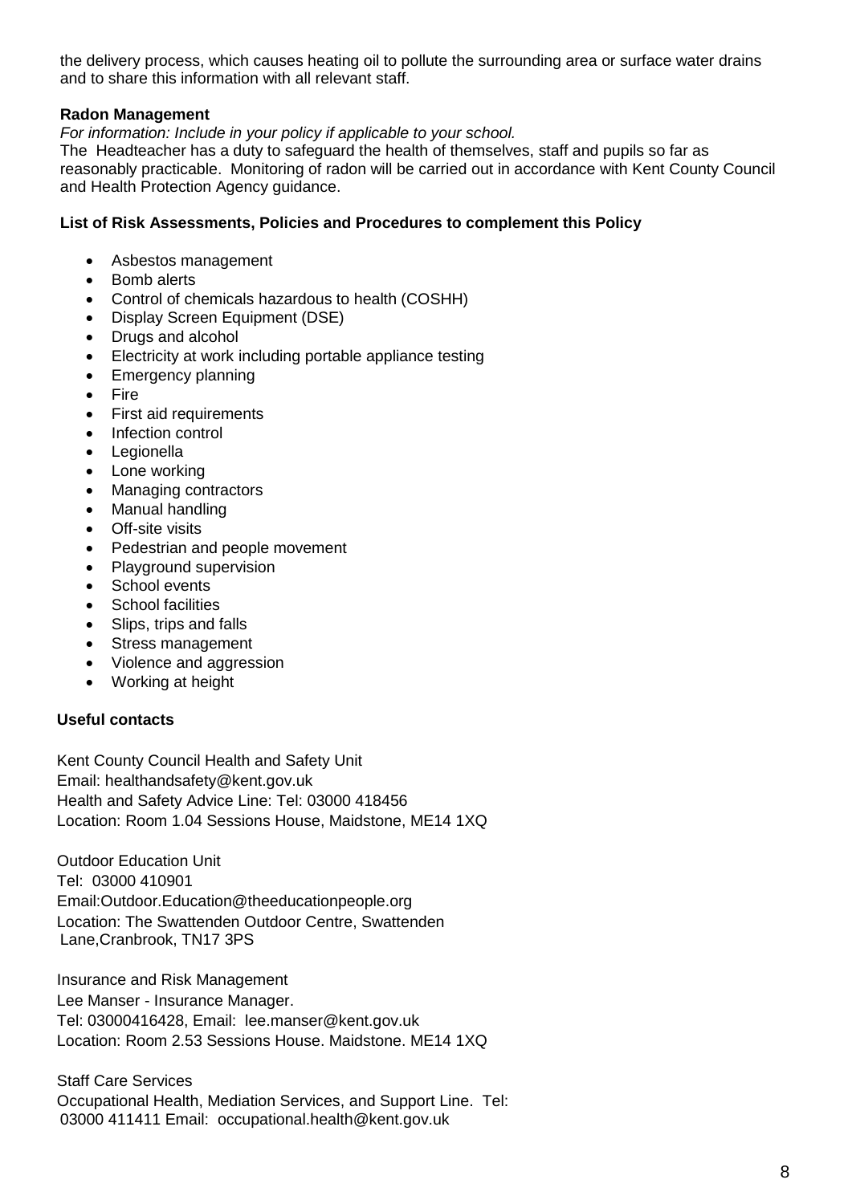the delivery process, which causes heating oil to pollute the surrounding area or surface water drains and to share this information with all relevant staff.

**Radon Management**

*For information: Include in your policy if applicable to your school.*

The Headteacher has a duty to safeguard the health of themselves, staff and pupils so far as reasonably practicable. Monitoring of radon will be carried out in accordance with Kent County Council and Health Protection Agency guidance.

**List of Risk Assessments, Policies and Procedures to complement this Policy**

- Asbestos management
- Bomb alerts
- Control of chemicals hazardous to health (COSHH)
- Display Screen Equipment (DSE)
- Drugs and alcohol
- Electricity at work including portable appliance testing
- Emergency planning
- Fire
- First aid requirements
- Infection control
- Legionella
- Lone working
- Managing contractors
- Manual handling
- Off-site visits
- Pedestrian and people movement
- Playground supervision
- School events
- School facilities
- Slips, trips and falls
- Stress management
- Violence and aggression
- Working at height

**Useful contacts**

Kent County Council Health and Safety Unit
Email: healthandsafety@kent.gov.uk
Health and Safety Advice Line: Tel: 03000 418456
Location: Room 1.04 Sessions House, Maidstone, ME14 1XQ

Outdoor Education Unit
Tel: 03000 410901
Email:Outdoor.Education@theeducationpeople.org
Location: The Swattenden Outdoor Centre, Swattenden Lane,Cranbrook, TN17 3PS

Insurance and Risk Management
Lee Manser - Insurance Manager.
Tel: 03000416428, Email: lee.manser@kent.gov.uk
Location: Room 2.53 Sessions House. Maidstone. ME14 1XQ

Staff Care Services
Occupational Health, Mediation Services, and Support Line. Tel: 03000 411411 Email: occupational.health@kent.gov.uk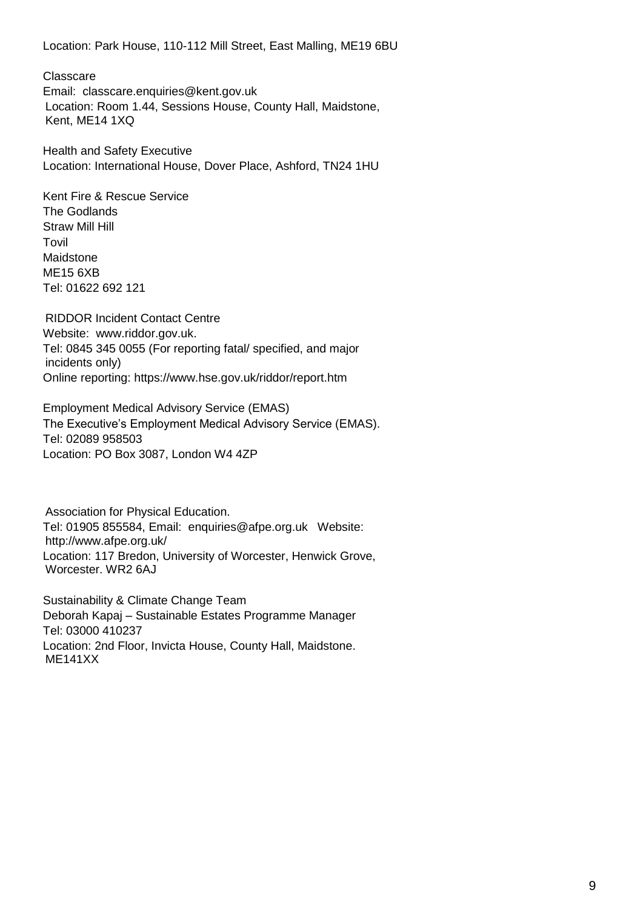Location: Park House, 110-112 Mill Street, East Malling, ME19 6BU

Classcare
Email: classcare.enquiries@kent.gov.uk
Location: Room 1.44, Sessions House, County Hall, Maidstone, Kent, ME14 1XQ

Health and Safety Executive
Location: International House, Dover Place, Ashford, TN24 1HU

Kent Fire & Rescue Service
The Godlands
Straw Mill Hill
Tovil
Maidstone
ME15 6XB
Tel: 01622 692 121

RIDDOR Incident Contact Centre
Website: www.riddor.gov.uk.
Tel: 0845 345 0055 (For reporting fatal/ specified, and major incidents only)
Online reporting: https://www.hse.gov.uk/riddor/report.htm

Employment Medical Advisory Service (EMAS)
The Executive's Employment Medical Advisory Service (EMAS).
Tel: 02089 958503
Location: PO Box 3087, London W4 4ZP

Association for Physical Education.
Tel: 01905 855584, Email: enquiries@afpe.org.uk Website: http://www.afpe.org.uk/
Location: 117 Bredon, University of Worcester, Henwick Grove, Worcester. WR2 6AJ

Sustainability & Climate Change Team
Deborah Kapaj – Sustainable Estates Programme Manager
Tel: 03000 410237
Location: 2nd Floor, Invicta House, County Hall, Maidstone. ME141XX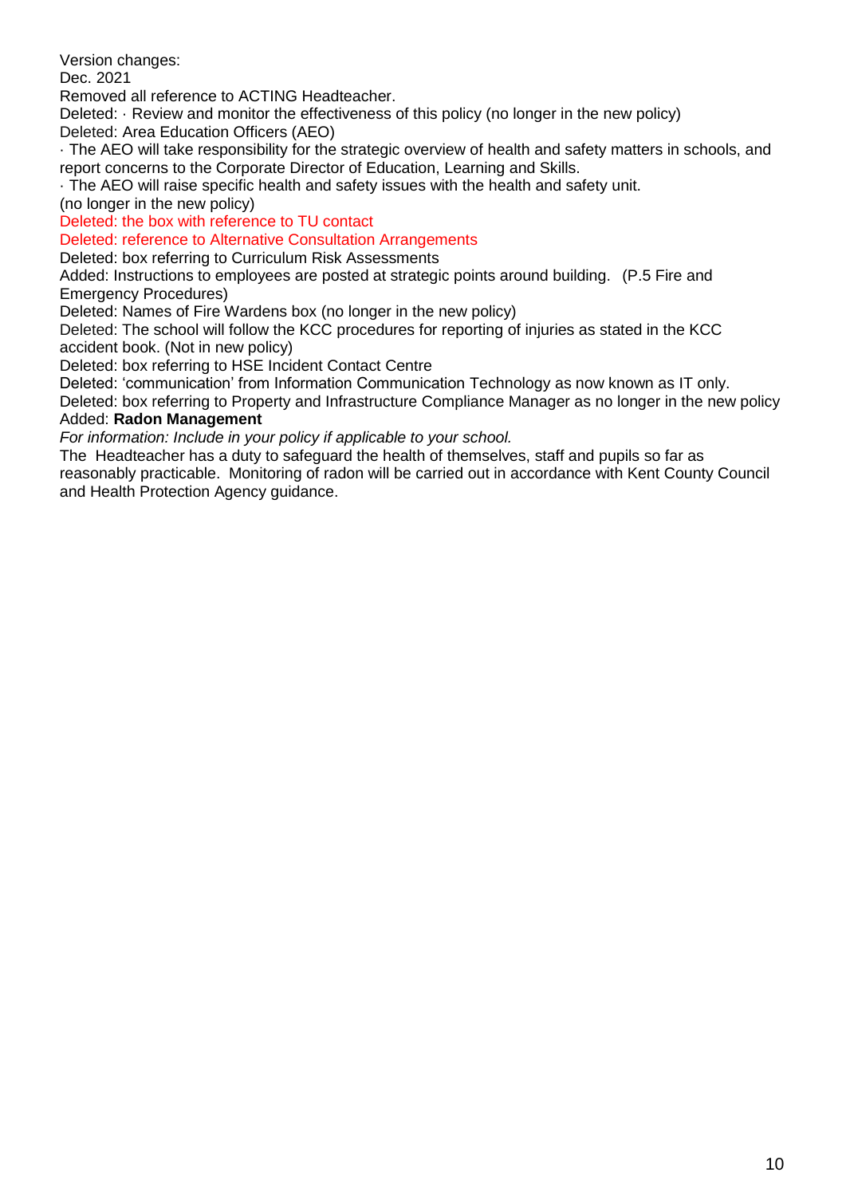Version changes:
Dec. 2021

Removed all reference to ACTING Headteacher.

Deleted: · Review and monitor the effectiveness of this policy (no longer in the new policy)

Deleted: Area Education Officers (AEO)

· The AEO will take responsibility for the strategic overview of health and safety matters in schools, and report concerns to the Corporate Director of Education, Learning and Skills.

· The AEO will raise specific health and safety issues with the health and safety unit.

(no longer in the new policy)

Deleted: the box with reference to TU contact

Deleted: reference to Alternative Consultation Arrangements

Deleted: box referring to Curriculum Risk Assessments

Added: Instructions to employees are posted at strategic points around building. (P.5 Fire and Emergency Procedures)

Deleted: Names of Fire Wardens box (no longer in the new policy)

Deleted: The school will follow the KCC procedures for reporting of injuries as stated in the KCC accident book. (Not in new policy)

Deleted: box referring to HSE Incident Contact Centre

Deleted: 'communication' from Information Communication Technology as now known as IT only.

Deleted: box referring to Property and Infrastructure Compliance Manager as no longer in the new policy

Added: **Radon Management**

*For information: Include in your policy if applicable to your school.*

The Headteacher has a duty to safeguard the health of themselves, staff and pupils so far as reasonably practicable. Monitoring of radon will be carried out in accordance with Kent County Council and Health Protection Agency guidance.